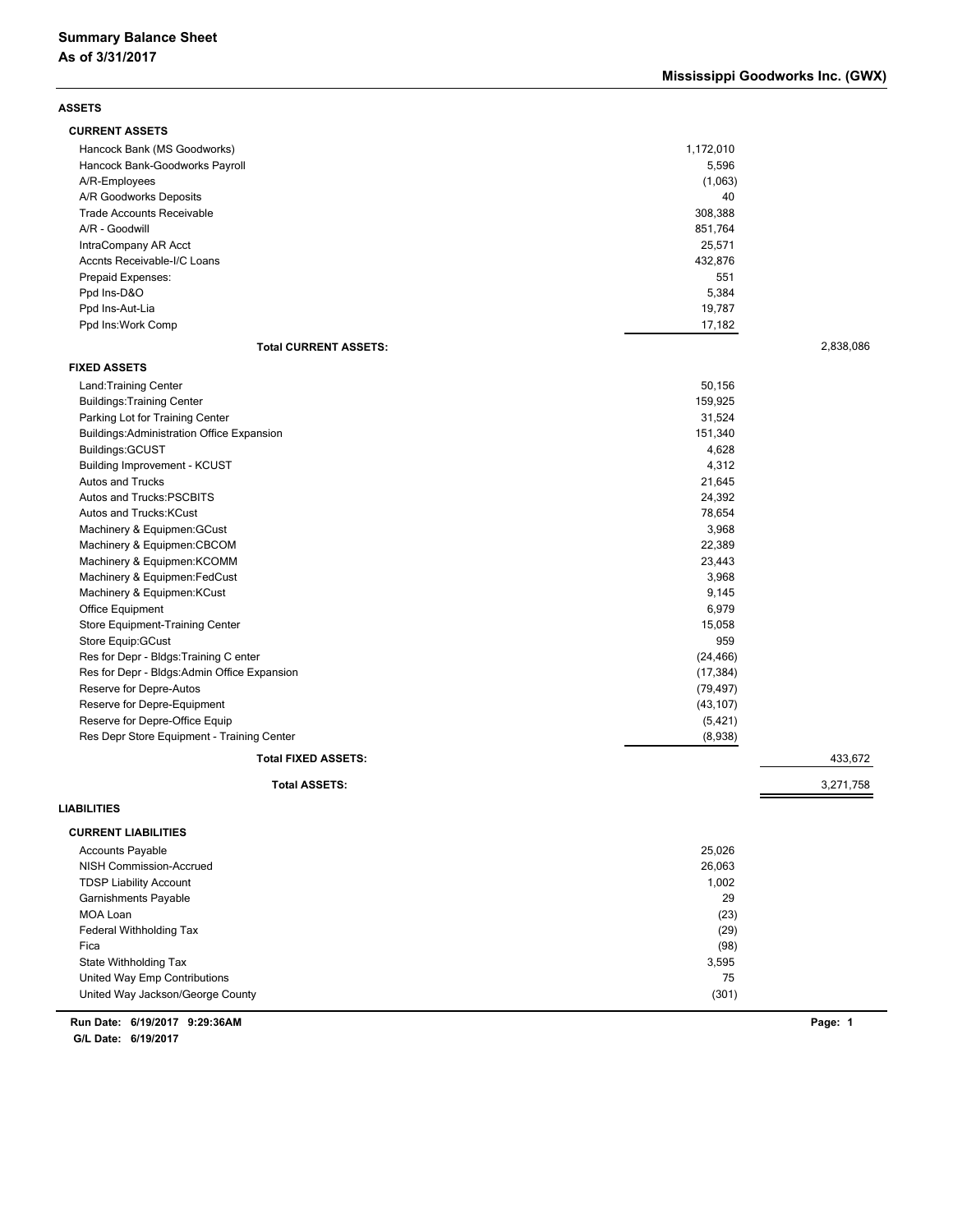# Summary Balance Sheet
## As of 3/31/2017

**Mississippi Goodworks Inc. (GWX)**

### ASSETS

#### CURRENT ASSETS

| Account | Amount | Total |
|---|---|---|
| Hancock Bank (MS Goodworks) | 1,172,010 | |
| Hancock Bank-Goodworks Payroll | 5,596 | |
| A/R-Employees | (1,063) | |
| A/R Goodworks Deposits | 40 | |
| Trade Accounts Receivable | 308,388 | |
| A/R - Goodwill | 851,764 | |
| IntraCompany AR Acct | 25,571 | |
| Accnts Receivable-I/C Loans | 432,876 | |
| Prepaid Expenses: | 551 | |
| Ppd Ins-D&O | 5,384 | |
| Ppd Ins-Aut-Lia | 19,787 | |
| Ppd Ins:Work Comp | 17,182 | |
| **Total CURRENT ASSETS:** | | 2,838,086 |

#### FIXED ASSETS

| Account | Amount | Total |
|---|---|---|
| Land:Training Center | 50,156 | |
| Buildings:Training Center | 159,925 | |
| Parking Lot for Training Center | 31,524 | |
| Buildings:Administration Office Expansion | 151,340 | |
| Buildings:GCUST | 4,628 | |
| Building Improvement - KCUST | 4,312 | |
| Autos and Trucks | 21,645 | |
| Autos and Trucks:PSCBITS | 24,392 | |
| Autos and Trucks:KCust | 78,654 | |
| Machinery & Equipmen:GCust | 3,968 | |
| Machinery & Equipmen:CBCOM | 22,389 | |
| Machinery & Equipmen:KCOMM | 23,443 | |
| Machinery & Equipmen:FedCust | 3,968 | |
| Machinery & Equipmen:KCust | 9,145 | |
| Office Equipment | 6,979 | |
| Store Equipment-Training Center | 15,058 | |
| Store Equip:GCust | 959 | |
| Res for Depr - Bldgs:Training C enter | (24,466) | |
| Res for Depr - Bldgs:Admin Office Expansion | (17,384) | |
| Reserve for Depre-Autos | (79,497) | |
| Reserve for Depre-Equipment | (43,107) | |
| Reserve for Depre-Office Equip | (5,421) | |
| Res Depr Store Equipment - Training Center | (8,938) | |
| **Total FIXED ASSETS:** | | 433,672 |
| **Total ASSETS:** | | 3,271,758 |

### LIABILITIES

#### CURRENT LIABILITIES

| Account | Amount | Total |
|---|---|---|
| Accounts Payable | 25,026 | |
| NISH Commission-Accrued | 26,063 | |
| TDSP Liability Account | 1,002 | |
| Garnishments Payable | 29 | |
| MOA Loan | (23) | |
| Federal Withholding Tax | (29) | |
| Fica | (98) | |
| State Withholding Tax | 3,595 | |
| United Way Emp Contributions | 75 | |
| United Way Jackson/George County | (301) | |

**Run Date: 6/19/2017 9:29:36AM**
**G/L Date: 6/19/2017**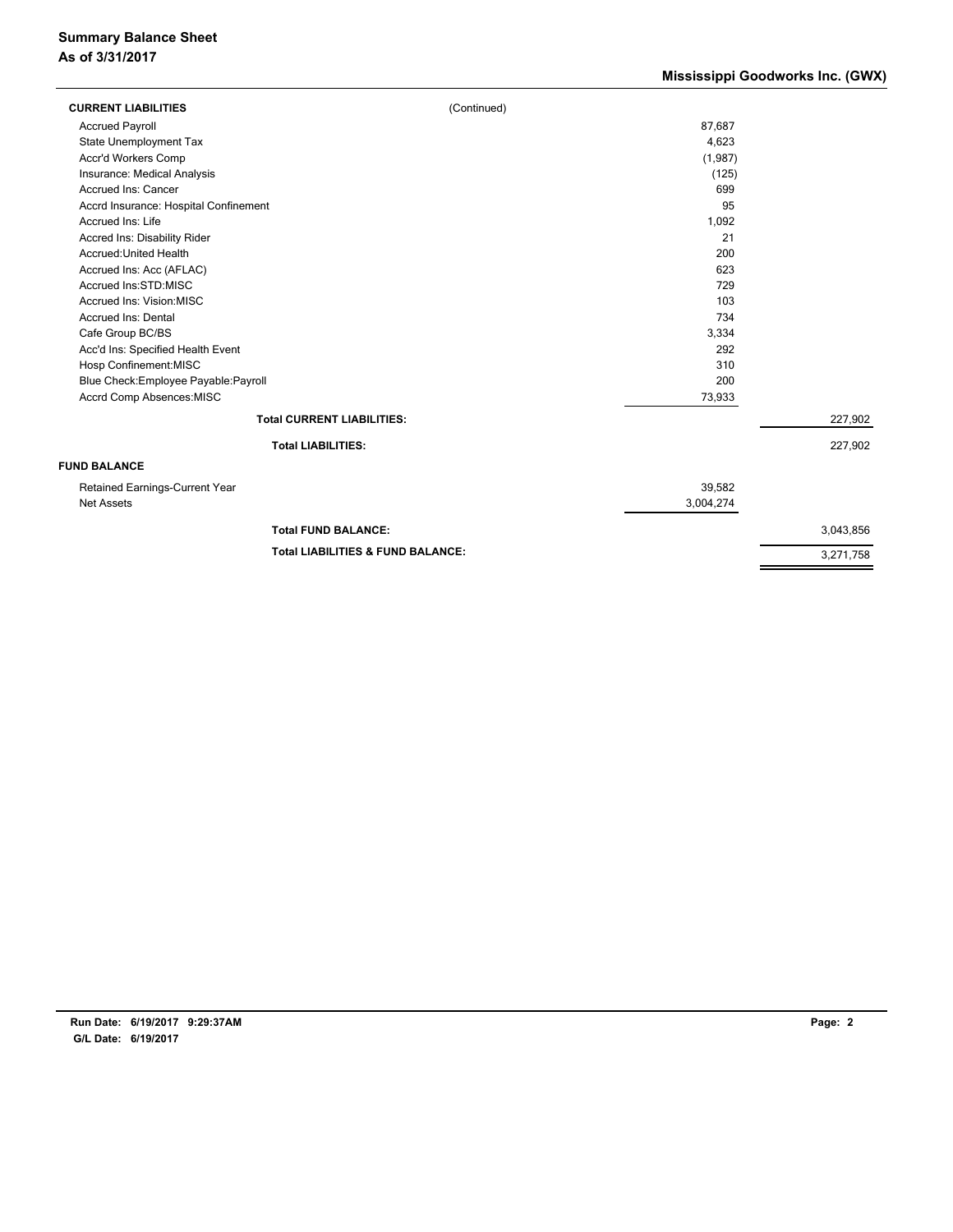**Summary Balance Sheet**
**As of 3/31/2017**

**Mississippi Goodworks Inc. (GWX)**

| | | |
|---|---|---|
| **CURRENT LIABILITIES** (Continued) | | |
| Accrued Payroll | 87,687 | |
| State Unemployment Tax | 4,623 | |
| Accr'd Workers Comp | (1,987) | |
| Insurance: Medical Analysis | (125) | |
| Accrued Ins: Cancer | 699 | |
| Accrd Insurance: Hospital Confinement | 95 | |
| Accrued Ins: Life | 1,092 | |
| Accred Ins: Disability Rider | 21 | |
| Accrued:United Health | 200 | |
| Accrued Ins: Acc (AFLAC) | 623 | |
| Accrued Ins:STD:MISC | 729 | |
| Accrued Ins: Vision:MISC | 103 | |
| Accrued Ins: Dental | 734 | |
| Cafe Group BC/BS | 3,334 | |
| Acc'd Ins: Specified Health Event | 292 | |
| Hosp Confinement:MISC | 310 | |
| Blue Check:Employee Payable:Payroll | 200 | |
| Accrd Comp Absences:MISC | 73,933 | |
| **Total CURRENT LIABILITIES:** | | 227,902 |
| **Total LIABILITIES:** | | 227,902 |
| **FUND BALANCE** | | |
| Retained Earnings-Current Year | 39,582 | |
| Net Assets | 3,004,274 | |
| **Total FUND BALANCE:** | | 3,043,856 |
| **Total LIABILITIES & FUND BALANCE:** | | 3,271,758 |

**Run Date: 6/19/2017 9:29:37AM**
**G/L Date: 6/19/2017**